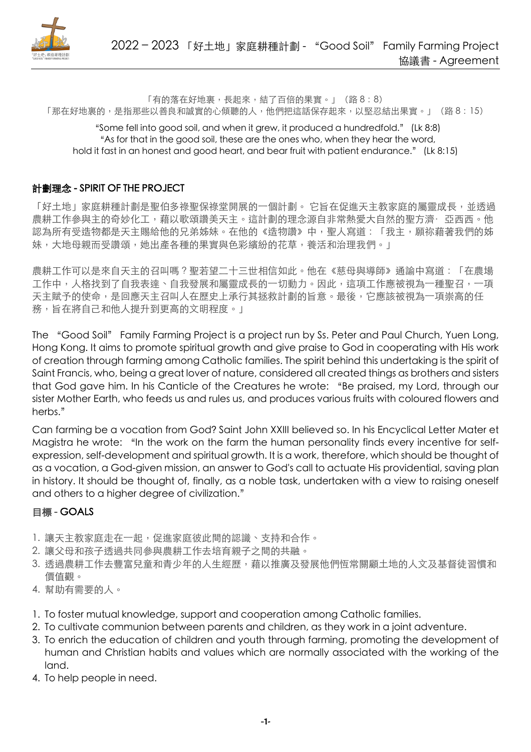# 2022 – 2023 「好土地」家庭耕種計劃 - "Good Soil" Family Farming Project

## 協議書 - Agreement

「有的落在好地裏，長起來，結了百倍的果實。」（路 8：8）
「那在好地裏的，是指那些以善良和誠實的心傾聽的人，他們把這話保存起來，以堅忍結出果實。」（路 8：15）

"Some fell into good soil, and when it grew, it produced a hundredfold." (Lk 8:8)
"As for that in the good soil, these are the ones who, when they hear the word,
hold it fast in an honest and good heart, and bear fruit with patient endurance." (Lk 8:15)

### 計劃理念 - SPIRIT OF THE PROJECT

「好土地」家庭耕種計劃是聖伯多祿聖保祿堂開展的一個計劃。 它旨在促進天主教家庭的屬靈成長，並透過農耕工作參與主的奇妙化工，藉以歌頌讚美天主。這計劃的理念源自非常熱愛大自然的聖方濟· 亞西西。他認為所有受造物都是天主賜給他的兄弟姊妹。在他的《造物讚》中，聖人寫道：「我主，願祢藉著我們的姊妹，大地母親而受讚頌，她出產各種的果實與色彩繽紛的花草，養活和治理我們。」

農耕工作可以是來自天主的召叫嗎？聖若望二十三世相信如此。他在《慈母與導師》通諭中寫道：「在農場工作中，人格找到了自我表達、自我發展和屬靈成長的一切動力。因此，這項工作應被視為一種聖召，一項天主賦予的使命，是回應天主召叫人在歷史上承行其拯救計劃的旨意。最後，它應該被視為一項崇高的任務，旨在將自己和他人提升到更高的文明程度。」

The "Good Soil" Family Farming Project is a project run by Ss. Peter and Paul Church, Yuen Long, Hong Kong. It aims to promote spiritual growth and give praise to God in cooperating with His work of creation through farming among Catholic families. The spirit behind this undertaking is the spirit of Saint Francis, who, being a great lover of nature, considered all created things as brothers and sisters that God gave him. In his Canticle of the Creatures he wrote: "Be praised, my Lord, through our sister Mother Earth, who feeds us and rules us, and produces various fruits with coloured flowers and herbs."

Can farming be a vocation from God? Saint John XXIII believed so. In his Encyclical Letter Mater et Magistra he wrote: "In the work on the farm the human personality finds every incentive for self-expression, self-development and spiritual growth. It is a work, therefore, which should be thought of as a vocation, a God-given mission, an answer to God's call to actuate His providential, saving plan in history. It should be thought of, finally, as a noble task, undertaken with a view to raising oneself and others to a higher degree of civilization."

### 目標 - GOALS

1. 讓天主教家庭走在一起，促進家庭彼此間的認識、支持和合作。
2. 讓父母和孩子透過共同參與農耕工作去培育親子之間的共融。
3. 透過農耕工作去豐富兒童和青少年的人生經歷，藉以推廣及發展他們恒常關顧土地的人文及基督徒習慣和價值觀。
4. 幫助有需要的人。

1. To foster mutual knowledge, support and cooperation among Catholic families.
2. To cultivate communion between parents and children, as they work in a joint adventure.
3. To enrich the education of children and youth through farming, promoting the development of human and Christian habits and values which are normally associated with the working of the land.
4. To help people in need.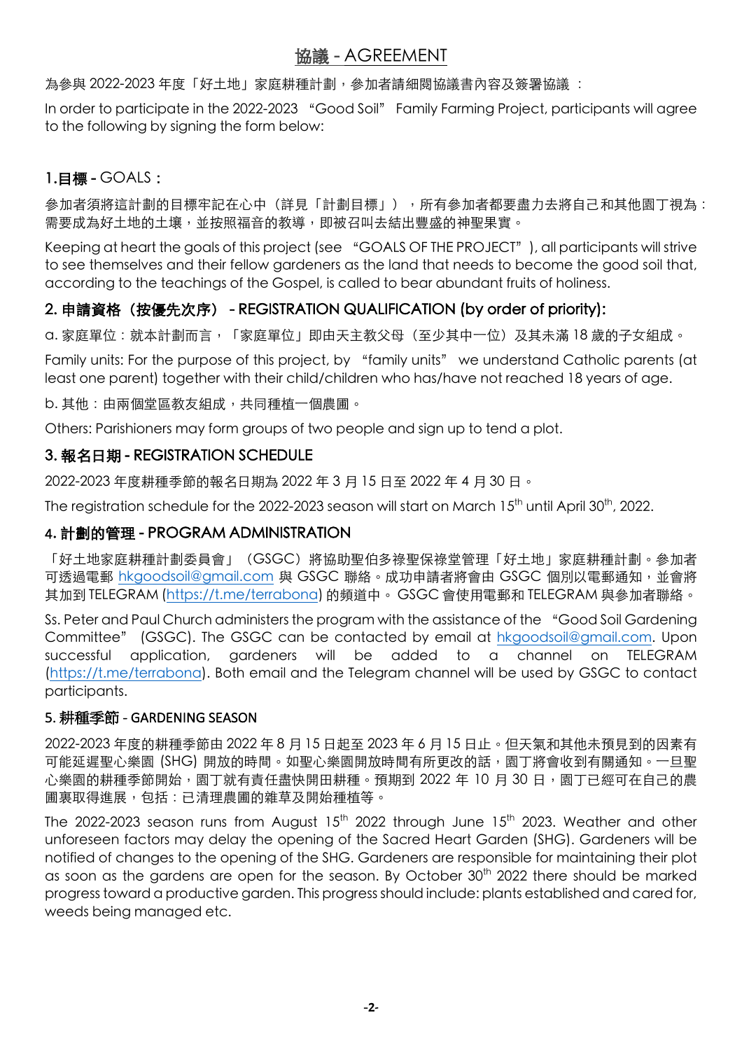# 協議 - AGREEMENT

為參與 2022-2023 年度「好土地」家庭耕種計劃，參加者請細閱協議書內容及簽署協議 ：

In order to participate in the 2022-2023 "Good Soil" Family Farming Project, participants will agree to the following by signing the form below:

## 1.目標 - GOALS：

參加者須將這計劃的目標牢記在心中（詳見「計劃目標」），所有參加者都要盡力去將自己和其他園丁視為：需要成為好土地的土壤，並按照福音的教導，即被召叫去結出豐盛的神聖果實。

Keeping at heart the goals of this project (see "GOALS OF THE PROJECT"), all participants will strive to see themselves and their fellow gardeners as the land that needs to become the good soil that, according to the teachings of the Gospel, is called to bear abundant fruits of holiness.

## 2. 申請資格（按優先次序） - REGISTRATION QUALIFICATION (by order of priority):

a. 家庭單位：就本計劃而言，「家庭單位」即由天主教父母（至少其中一位）及其未滿 18 歲的子女組成。

Family units: For the purpose of this project, by "family units" we understand Catholic parents (at least one parent) together with their child/children who has/have not reached 18 years of age.

b. 其他：由兩個堂區教友組成，共同種植一個農圃。

Others: Parishioners may form groups of two people and sign up to tend a plot.

## 3. 報名日期 - REGISTRATION SCHEDULE

2022-2023 年度耕種季節的報名日期為 2022 年 3 月 15 日至 2022 年 4 月 30 日。

The registration schedule for the 2022-2023 season will start on March 15th until April 30th, 2022.

## 4. 計劃的管理 - PROGRAM ADMINISTRATION

「好土地家庭耕種計劃委員會」（GSGC）將協助聖伯多祿聖保祿堂管理「好土地」家庭耕種計劃。參加者可透過電郵 hkgoodsoil@gmail.com 與 GSGC 聯絡。成功申請者將會由 GSGC 個別以電郵通知，並會將其加到 TELEGRAM (https://t.me/terrabona) 的頻道中。 GSGC 會使用電郵和 TELEGRAM 與參加者聯絡。

Ss. Peter and Paul Church administers the program with the assistance of the "Good Soil Gardening Committee" (GSGC). The GSGC can be contacted by email at hkgoodsoil@gmail.com. Upon successful application, gardeners will be added to a channel on TELEGRAM (https://t.me/terrabona). Both email and the Telegram channel will be used by GSGC to contact participants.

## 5. 耕種季節 - GARDENING SEASON

2022-2023 年度的耕種季節由 2022 年 8 月 15 日起至 2023 年 6 月 15 日止。但天氣和其他未預見到的因素有可能延遲聖心樂園 (SHG) 開放的時間。如聖心樂園開放時間有所更改的話，園丁將會收到有關通知。一旦聖心樂園的耕種季節開始，園丁就有責任盡快開田耕種。預期到 2022 年 10 月 30 日，園丁已經可在自己的農圃裏取得進展，包括：已清理農圃的雜草及開始種植等。

The 2022-2023 season runs from August 15th 2022 through June 15th 2023. Weather and other unforeseen factors may delay the opening of the Sacred Heart Garden (SHG). Gardeners will be notified of changes to the opening of the SHG. Gardeners are responsible for maintaining their plot as soon as the gardens are open for the season. By October 30th 2022 there should be marked progress toward a productive garden. This progress should include: plants established and cared for, weeds being managed etc.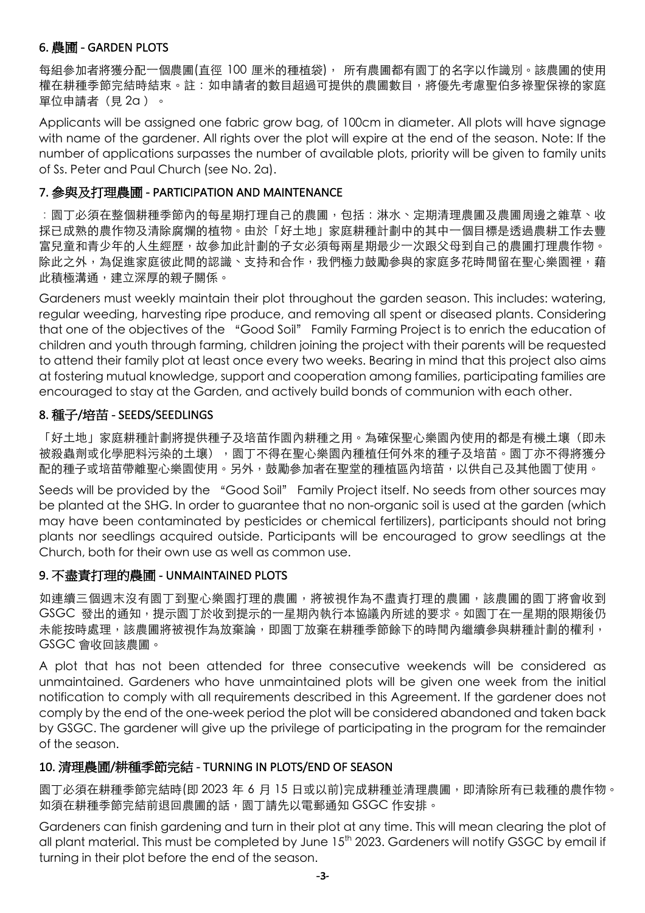### 6. 農圃 - GARDEN PLOTS

每組參加者將獲分配一個農圃(直徑 100 厘米的種植袋)， 所有農圃都有園丁的名字以作識別。該農圃的使用權在耕種季節完結時結束。註：如申請者的數目超過可提供的農圃數目，將優先考慮聖伯多祿聖保祿的家庭單位申請者（見 2a）。

Applicants will be assigned one fabric grow bag, of 100cm in diameter. All plots will have signage with name of the gardener. All rights over the plot will expire at the end of the season. Note: If the number of applications surpasses the number of available plots, priority will be given to family units of Ss. Peter and Paul Church (see No. 2a).

### 7. 參與及打理農圃 - PARTICIPATION AND MAINTENANCE

：園丁必須在整個耕種季節內的每星期打理自己的農圃，包括：淋水、定期清理農圃及農圃周邊之雜草、收採已成熟的農作物及清除腐爛的植物。由於「好土地」家庭耕種計劃中的其中一個目標是透過農耕工作去豐富兒童和青少年的人生經歷，故參加此計劃的子女必須每兩星期最少一次跟父母到自己的農圃打理農作物。除此之外，為促進家庭彼此間的認識、支持和合作，我們極力鼓勵參與的家庭多花時間留在聖心樂園裡，藉此積極溝通，建立深厚的親子關係。

Gardeners must weekly maintain their plot throughout the garden season. This includes: watering, regular weeding, harvesting ripe produce, and removing all spent or diseased plants. Considering that one of the objectives of the "Good Soil" Family Farming Project is to enrich the education of children and youth through farming, children joining the project with their parents will be requested to attend their family plot at least once every two weeks. Bearing in mind that this project also aims at fostering mutual knowledge, support and cooperation among families, participating families are encouraged to stay at the Garden, and actively build bonds of communion with each other.

### 8. 種子/培苗 - SEEDS/SEEDLINGS

「好土地」家庭耕種計劃將提供種子及培苗作園內耕種之用。為確保聖心樂園內使用的都是有機土壤（即未被殺蟲劑或化學肥料污染的土壤），園丁不得在聖心樂園內種植任何外來的種子及培苗。園丁亦不得將獲分配的種子或培苗帶離聖心樂園使用。另外，鼓勵參加者在聖堂的種植區內培苗，以供自己及其他園丁使用。

Seeds will be provided by the "Good Soil" Family Project itself. No seeds from other sources may be planted at the SHG. In order to guarantee that no non-organic soil is used at the garden (which may have been contaminated by pesticides or chemical fertilizers), participants should not bring plants nor seedlings acquired outside. Participants will be encouraged to grow seedlings at the Church, both for their own use as well as common use.

### 9. 不盡責打理的農圃 - UNMAINTAINED PLOTS

如連續三個週末沒有園丁到聖心樂園打理的農圃，將被視作為不盡責打理的農圃，該農圃的園丁將會收到 GSGC 發出的通知，提示園丁於收到提示的一星期內執行本協議內所述的要求。如園丁在一星期的限期後仍未能按時處理，該農圃將被視作為放棄論，即園丁放棄在耕種季節餘下的時間內繼續參與耕種計劃的權利，GSGC 會收回該農圃。

A plot that has not been attended for three consecutive weekends will be considered as unmaintained. Gardeners who have unmaintained plots will be given one week from the initial notification to comply with all requirements described in this Agreement. If the gardener does not comply by the end of the one-week period the plot will be considered abandoned and taken back by GSGC. The gardener will give up the privilege of participating in the program for the remainder of the season.

### 10. 清理農圃/耕種季節完結 - TURNING IN PLOTS/END OF SEASON

園丁必須在耕種季節完結時(即 2023 年 6 月 15 日或以前)完成耕種並清理農圃，即清除所有已栽種的農作物。如須在耕種季節完結前退回農圃的話，園丁請先以電郵通知 GSGC 作安排。

Gardeners can finish gardening and turn in their plot at any time. This will mean clearing the plot of all plant material. This must be completed by June 15th 2023. Gardeners will notify GSGC by email if turning in their plot before the end of the season.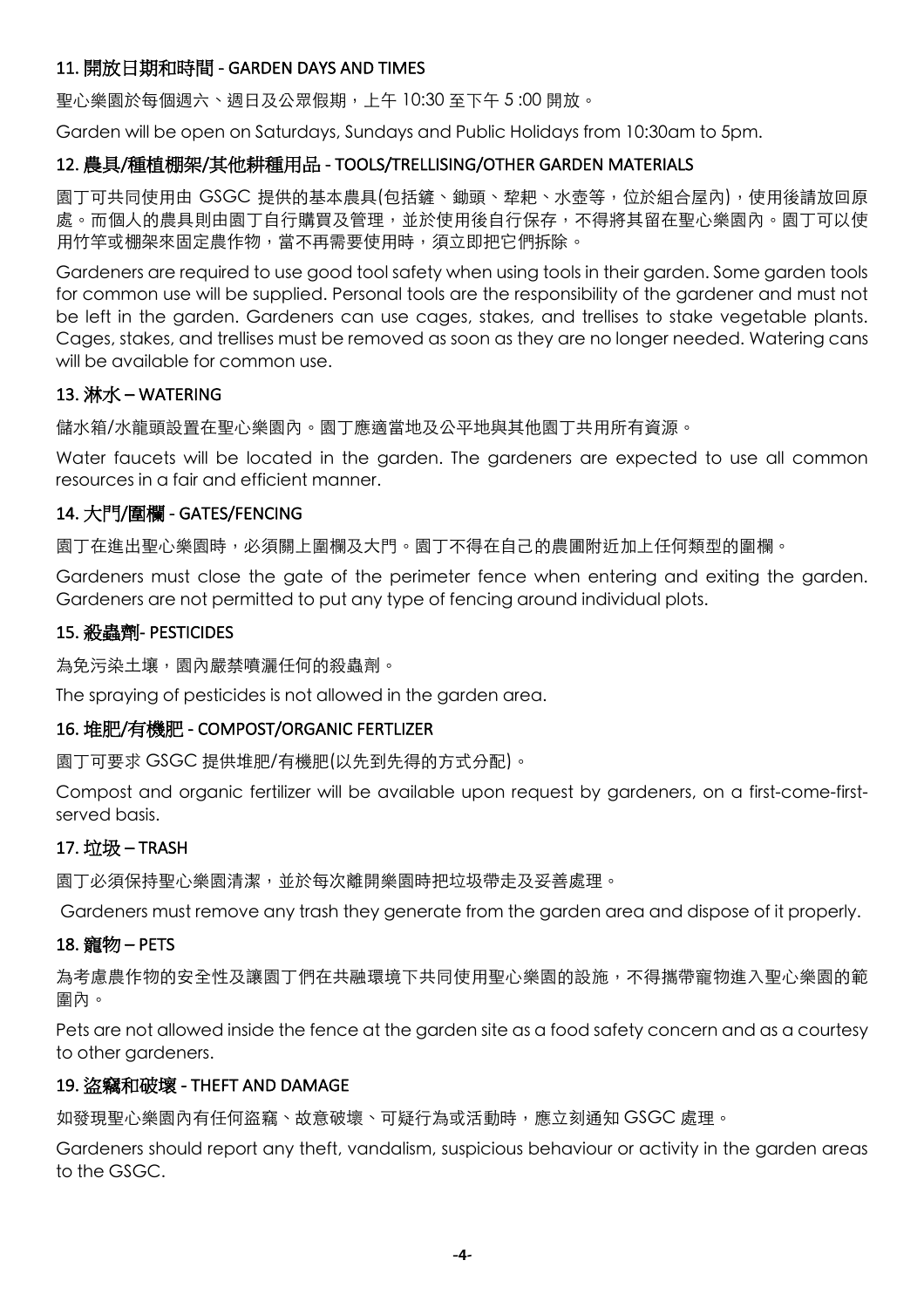## 11. 開放日期和時間 - GARDEN DAYS AND TIMES

聖心樂園於每個週六、週日及公眾假期，上午 10:30 至下午 5 :00 開放。

Garden will be open on Saturdays, Sundays and Public Holidays from 10:30am to 5pm.

## 12. 農具/種植棚架/其他耕種用品 - TOOLS/TRELLISING/OTHER GARDEN MATERIALS

園丁可共同使用由 GSGC 提供的基本農具(包括鏟、鋤頭、犁耙、水壺等，位於組合屋內)，使用後請放回原處。而個人的農具則由園丁自行購買及管理，並於使用後自行保存，不得將其留在聖心樂園內。園丁可以使用竹竿或棚架來固定農作物，當不再需要使用時，須立即把它們拆除。

Gardeners are required to use good tool safety when using tools in their garden. Some garden tools for common use will be supplied. Personal tools are the responsibility of the gardener and must not be left in the garden. Gardeners can use cages, stakes, and trellises to stake vegetable plants. Cages, stakes, and trellises must be removed as soon as they are no longer needed. Watering cans will be available for common use.

## 13. 淋水 – WATERING

儲水箱/水龍頭設置在聖心樂園內。園丁應適當地及公平地與其他園丁共用所有資源。

Water faucets will be located in the garden. The gardeners are expected to use all common resources in a fair and efficient manner.

## 14. 大門/圍欄 - GATES/FENCING

園丁在進出聖心樂園時，必須關上圍欄及大門。園丁不得在自己的農圃附近加上任何類型的圍欄。

Gardeners must close the gate of the perimeter fence when entering and exiting the garden. Gardeners are not permitted to put any type of fencing around individual plots.

## 15. 殺蟲劑- PESTICIDES

為免污染土壤，園內嚴禁噴灑任何的殺蟲劑。

The spraying of pesticides is not allowed in the garden area.

## 16. 堆肥/有機肥 - COMPOST/ORGANIC FERTLIZER

園丁可要求 GSGC 提供堆肥/有機肥(以先到先得的方式分配)。

Compost and organic fertilizer will be available upon request by gardeners, on a first-come-first-served basis.

## 17. 垃圾 – TRASH

園丁必須保持聖心樂園清潔，並於每次離開樂園時把垃圾帶走及妥善處理。

Gardeners must remove any trash they generate from the garden area and dispose of it properly.

## 18. 寵物 – PETS

為考慮農作物的安全性及讓園丁們在共融環境下共同使用聖心樂園的設施，不得攜帶寵物進入聖心樂園的範圍內。

Pets are not allowed inside the fence at the garden site as a food safety concern and as a courtesy to other gardeners.

## 19. 盜竊和破壞 - THEFT AND DAMAGE

如發現聖心樂園內有任何盜竊、故意破壞、可疑行為或活動時，應立刻通知 GSGC 處理。

Gardeners should report any theft, vandalism, suspicious behaviour or activity in the garden areas to the GSGC.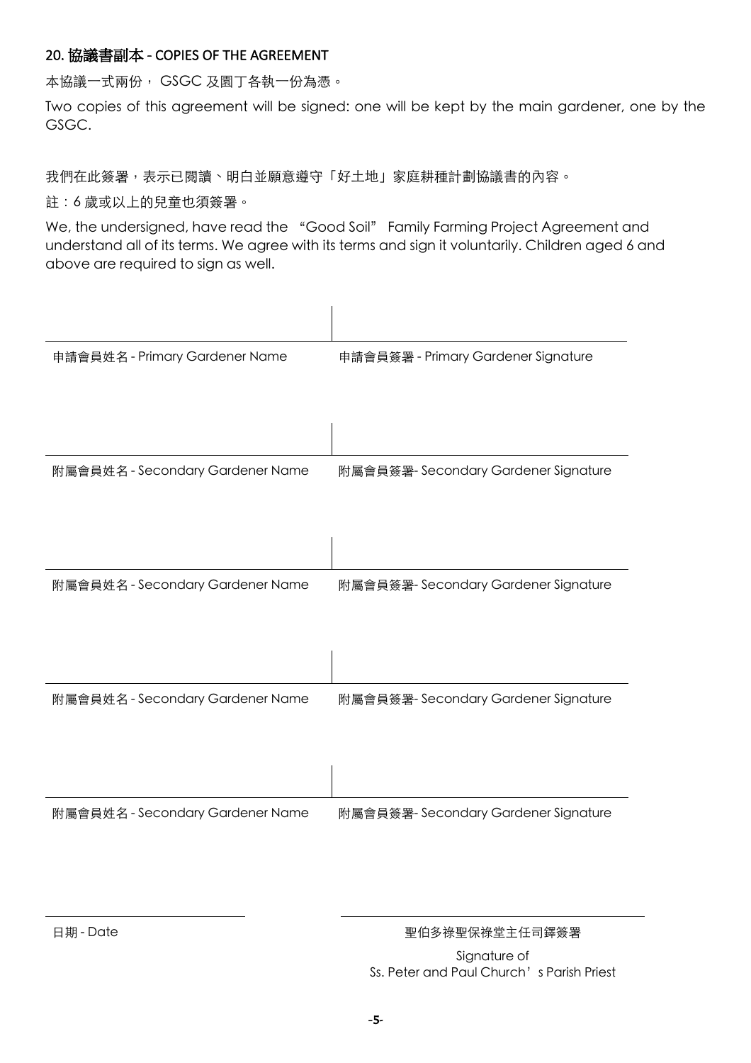## 20. 協議書副本 - COPIES OF THE AGREEMENT

本協議一式兩份， GSGC 及園丁各執一份為憑。

Two copies of this agreement will be signed: one will be kept by the main gardener, one by the GSGC.

我們在此簽署，表示已閱讀、明白並願意遵守「好土地」家庭耕種計劃協議書的內容。

註：6 歲或以上的兒童也須簽署。

We, the undersigned, have read the "Good Soil" Family Farming Project Agreement and understand all of its terms. We agree with its terms and sign it voluntarily. Children aged 6 and above are required to sign as well.

| | |
|---|---|
| 申請會員姓名 - Primary Gardener Name | 申請會員簽署 - Primary Gardener Signature |
| | |
| 附屬會員姓名 - Secondary Gardener Name | 附屬會員簽署- Secondary Gardener Signature |
| | |
| 附屬會員姓名 - Secondary Gardener Name | 附屬會員簽署- Secondary Gardener Signature |
| | |
| 附屬會員姓名 - Secondary Gardener Name | 附屬會員簽署- Secondary Gardener Signature |
| | |
| 附屬會員姓名 - Secondary Gardener Name | 附屬會員簽署- Secondary Gardener Signature |

日期 - Date

聖伯多祿聖保祿堂主任司鐸簽署

Signature of
Ss. Peter and Paul Church's Parish Priest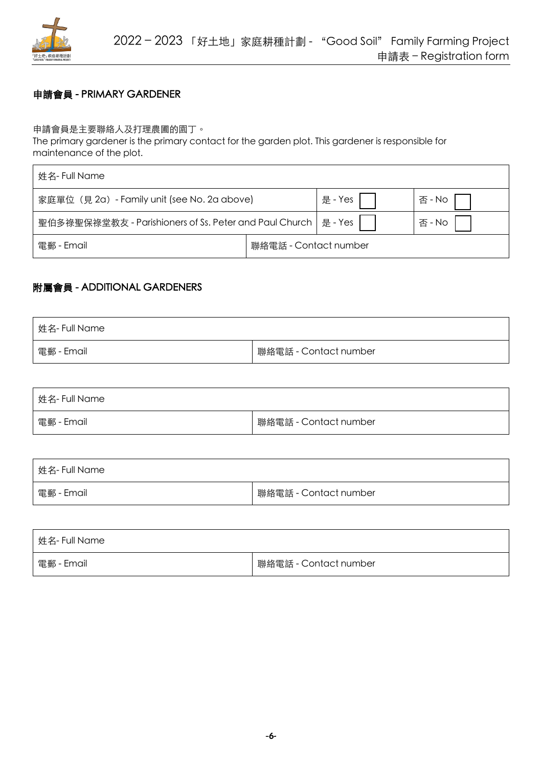## 申請會員 - PRIMARY GARDENER

申請會員是主要聯絡人及打理農圃的園丁。
The primary gardener is the primary contact for the garden plot. This gardener is responsible for maintenance of the plot.

| | | | |
|---|---|---|---|
| 姓名- Full Name | | | |
| 家庭單位（見 2a）- Family unit (see No. 2a above) | | 是 - Yes ☐ | 否 - No ☐ |
| 聖伯多祿聖保祿堂教友 - Parishioners of Ss. Peter and Paul Church | | 是 - Yes ☐ | 否 - No ☐ |
| 電郵 - Email | 聯絡電話 - Contact number | | |

## 附屬會員 - ADDITIONAL GARDENERS

| | |
|---|---|
| 姓名- Full Name | |
| 電郵 - Email | 聯絡電話 - Contact number |

| | |
|---|---|
| 姓名- Full Name | |
| 電郵 - Email | 聯絡電話 - Contact number |

| | |
|---|---|
| 姓名- Full Name | |
| 電郵 - Email | 聯絡電話 - Contact number |

| | |
|---|---|
| 姓名- Full Name | |
| 電郵 - Email | 聯絡電話 - Contact number |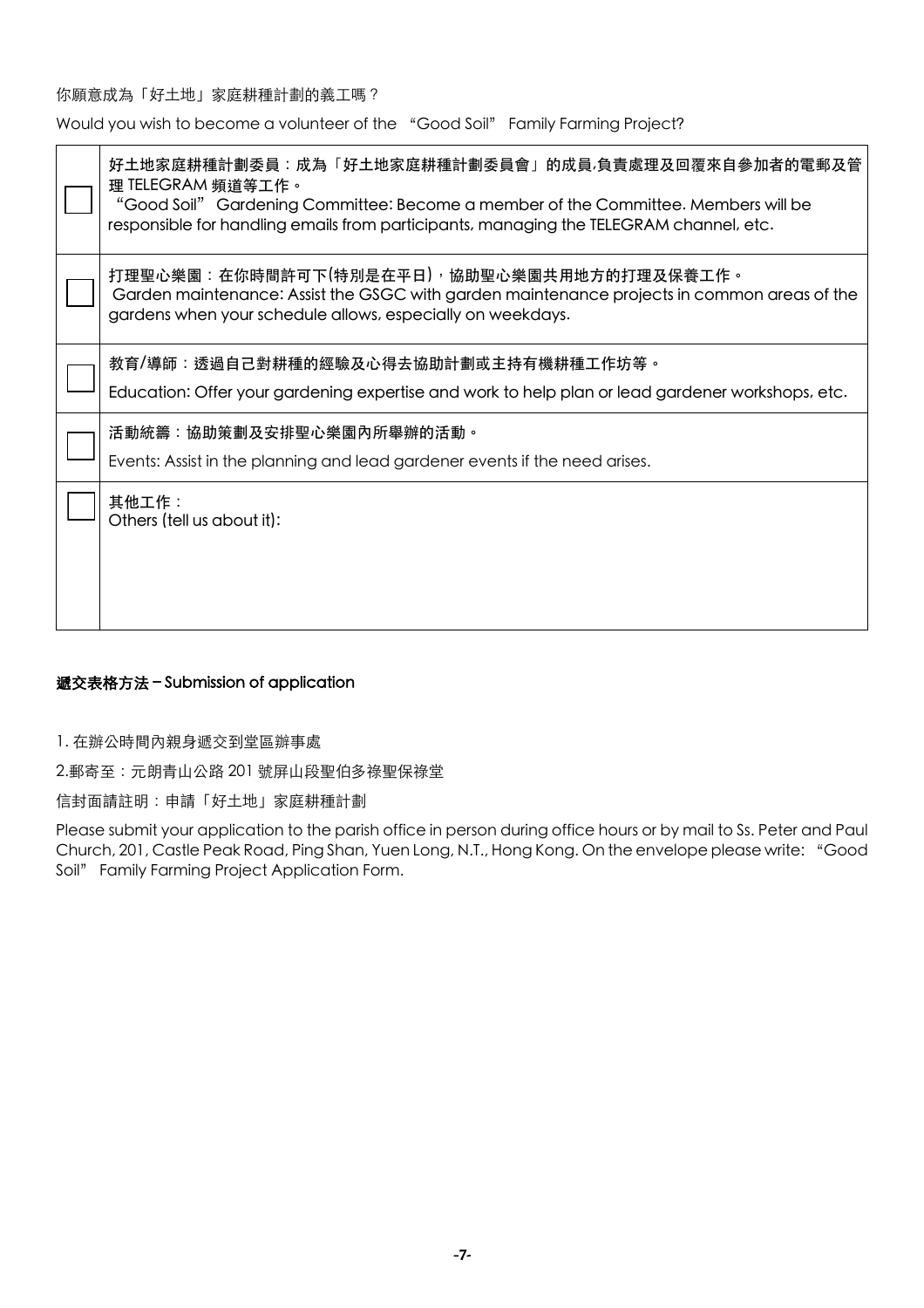你願意成為「好土地」家庭耕種計劃的義工嗎？

Would you wish to become a volunteer of the "Good Soil" Family Farming Project?

| | |
|---|---|
| ☐ | **好土地家庭耕種計劃委員：成為「好土地家庭耕種計劃委員會」的成員,負責處理及回覆來自參加者的電郵及管理 TELEGRAM 頻道等工作。**<br>"Good Soil" Gardening Committee: Become a member of the Committee. Members will be responsible for handling emails from participants, managing the TELEGRAM channel, etc. |
| ☐ | **打理聖心樂園：在你時間許可下(特別是在平日)，協助聖心樂園共用地方的打理及保養工作。**<br>Garden maintenance: Assist the GSGC with garden maintenance projects in common areas of the gardens when your schedule allows, especially on weekdays. |
| ☐ | **教育/導師：透過自己對耕種的經驗及心得去協助計劃或主持有機耕種工作坊等。**<br>Education: Offer your gardening expertise and work to help plan or lead gardener workshops, etc. |
| ☐ | **活動統籌：協助策劃及安排聖心樂園內所舉辦的活動。**<br>Events: Assist in the planning and lead gardener events if the need arises. |
| ☐ | **其他工作：**<br>Others (tell us about it): |

## 遞交表格方法 – Submission of application

1. 在辦公時間內親身遞交到堂區辦事處

2.郵寄至：元朗青山公路 201 號屏山段聖伯多祿聖保祿堂

信封面請註明：申請「好土地」家庭耕種計劃

Please submit your application to the parish office in person during office hours or by mail to Ss. Peter and Paul Church, 201, Castle Peak Road, Ping Shan, Yuen Long, N.T., Hong Kong. On the envelope please write: "Good Soil" Family Farming Project Application Form.